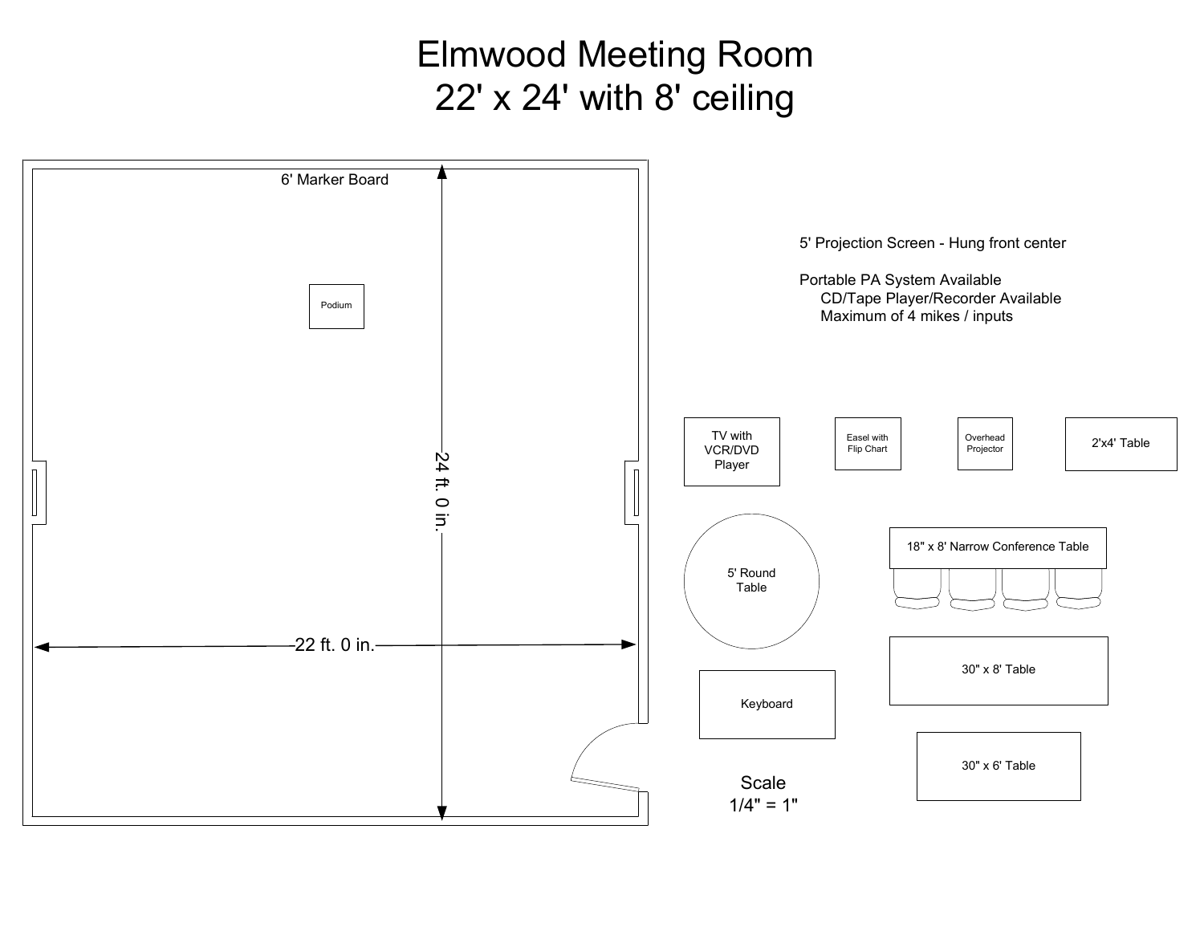# Elmwood Meeting Room
# 22' x 24' with 8' ceiling

6' Marker Board

Podium

24 ft. 0 in.

22 ft. 0 in.

5' Projection Screen - Hung front center

Portable PA System Available
- CD/Tape Player/Recorder Available
- Maximum of 4 mikes / inputs

TV with VCR/DVD Player

Easel with Flip Chart

Overhead Projector

2'x4' Table

5' Round Table

18" x 8' Narrow Conference Table

30" x 8' Table

Keyboard

30" x 6' Table

Scale
1/4" = 1"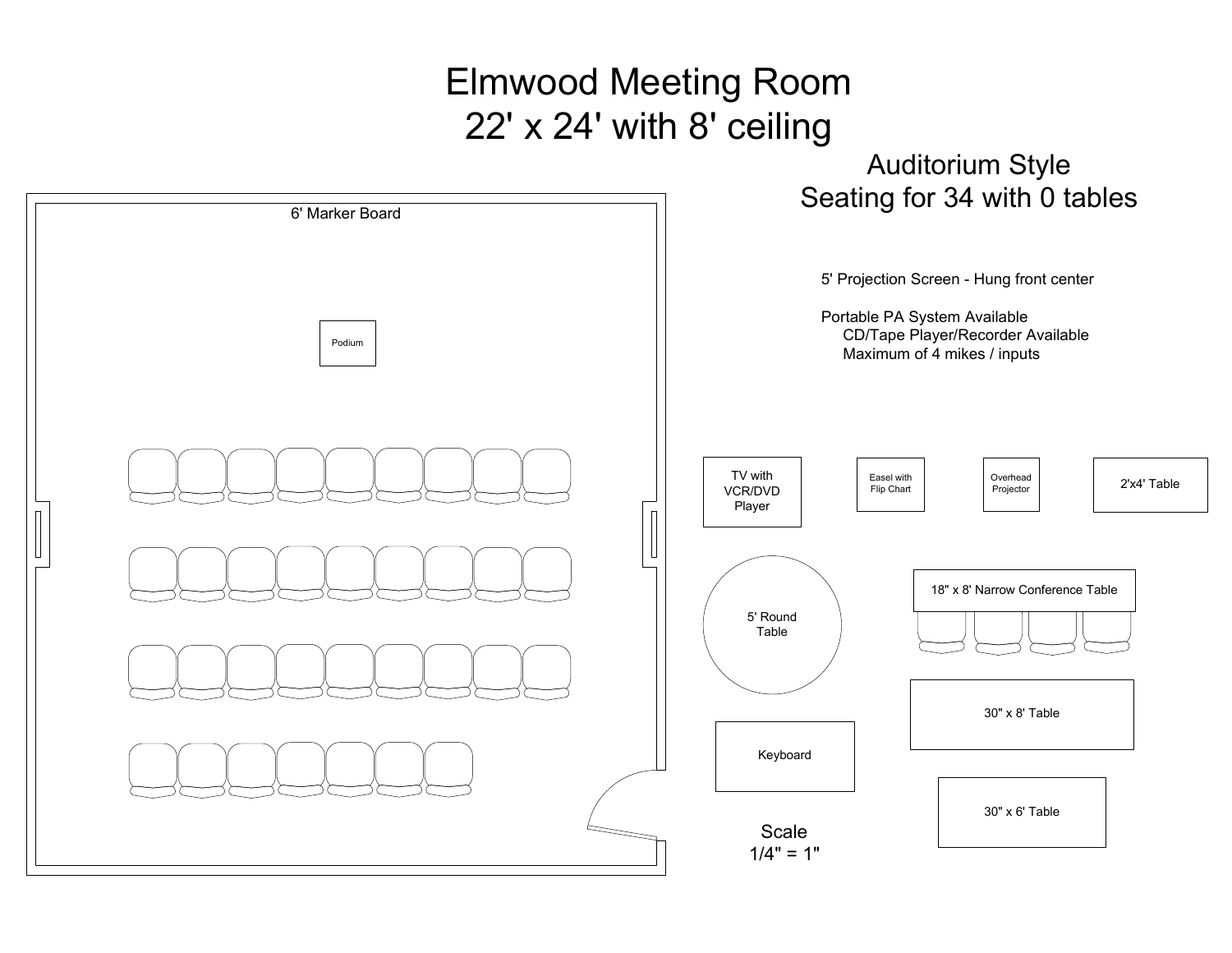# Elmwood Meeting Room
# 22' x 24' with 8' ceiling

## Auditorium Style
## Seating for 34 with 0 tables

6' Marker Board

Podium

5' Projection Screen - Hung front center

Portable PA System Available
- CD/Tape Player/Recorder Available
- Maximum of 4 mikes / inputs

TV with VCR/DVD Player

Easel with Flip Chart

Overhead Projector

2'x4' Table

5' Round Table

18" x 8' Narrow Conference Table

30" x 8' Table

Keyboard

30" x 6' Table

Scale
1/4" = 1"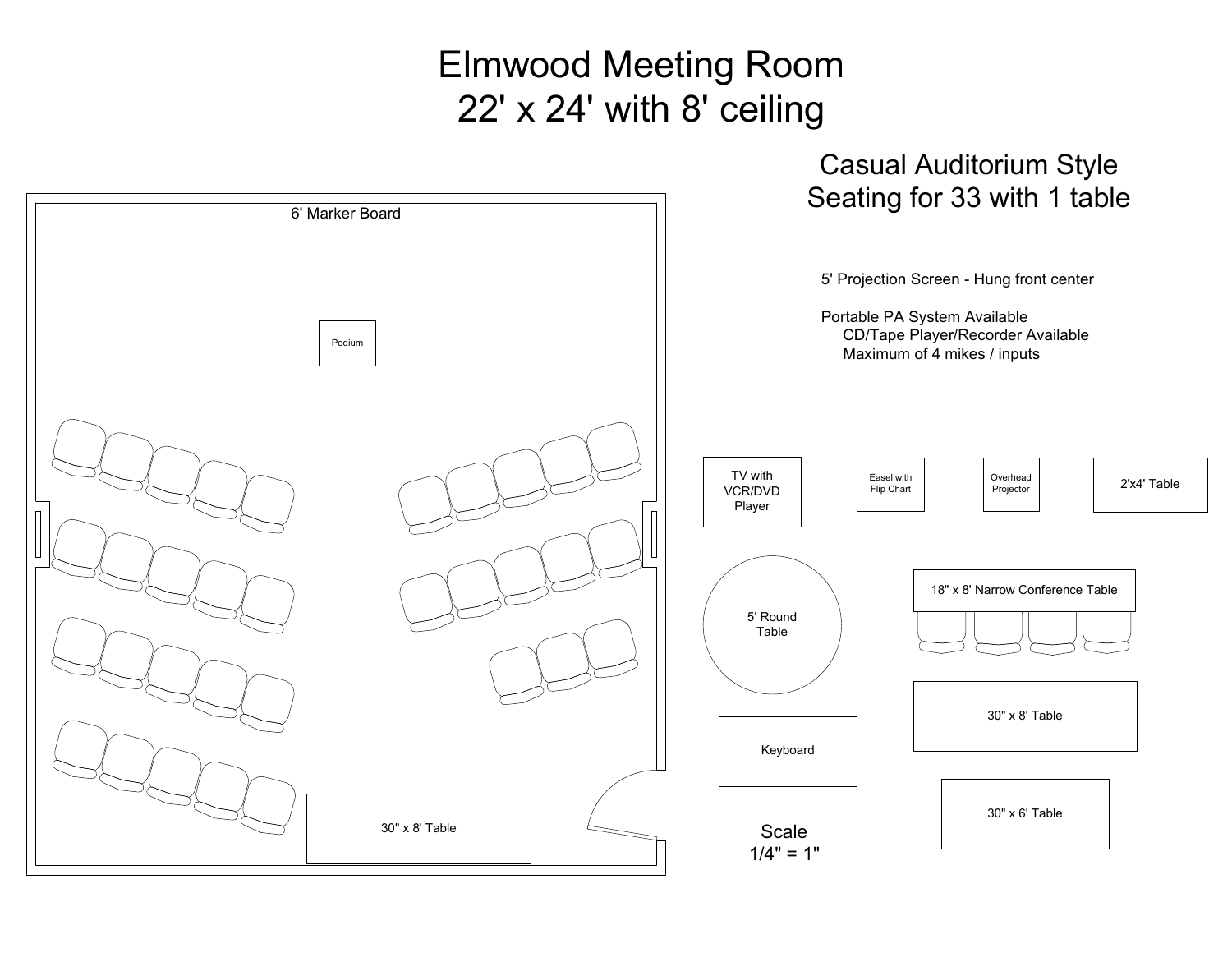# Elmwood Meeting Room
# 22' x 24' with 8' ceiling

## Casual Auditorium Style
## Seating for 33 with 1 table

6' Marker Board

Podium

30" x 8' Table

5' Projection Screen - Hung front center

Portable PA System Available
- CD/Tape Player/Recorder Available
- Maximum of 4 mikes / inputs

TV with VCR/DVD Player

Easel with Flip Chart

Overhead Projector

2'x4' Table

5' Round Table

18" x 8' Narrow Conference Table

30" x 8' Table

Keyboard

30" x 6' Table

Scale
1/4" = 1"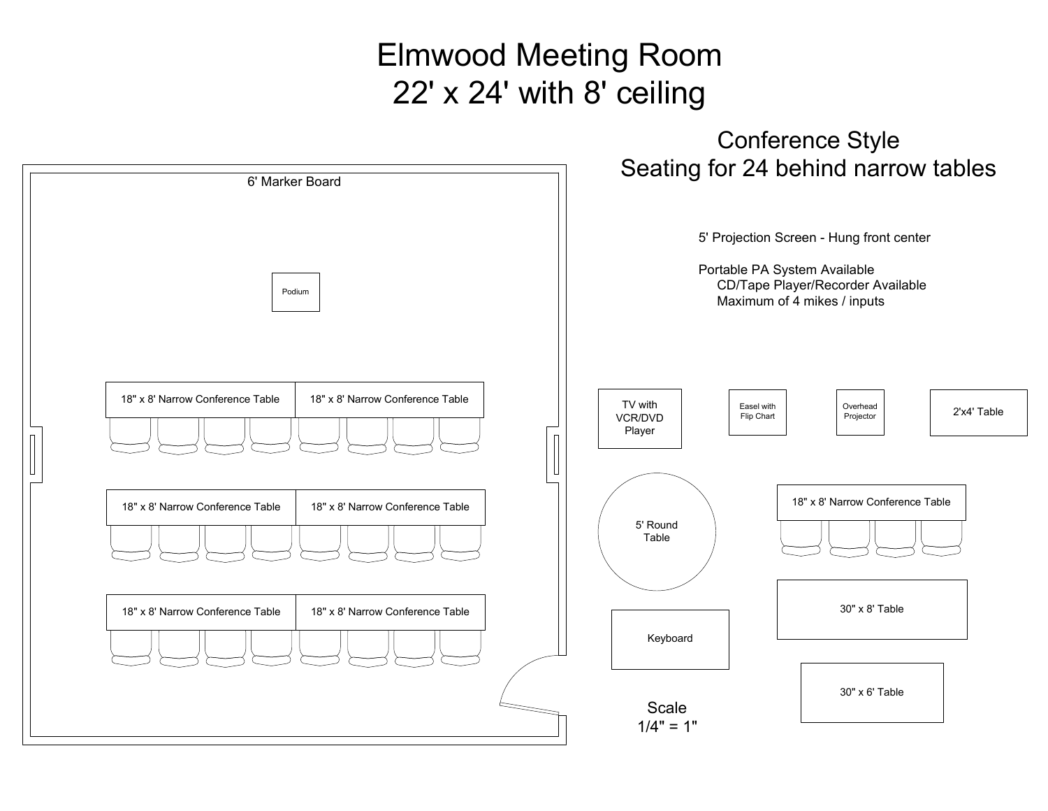# Elmwood Meeting Room
# 22' x 24' with 8' ceiling

## Conference Style
## Seating for 24 behind narrow tables

6' Marker Board

Podium

18" x 8' Narrow Conference Table

18" x 8' Narrow Conference Table

18" x 8' Narrow Conference Table

18" x 8' Narrow Conference Table

18" x 8' Narrow Conference Table

18" x 8' Narrow Conference Table

5' Projection Screen - Hung front center

Portable PA System Available
- CD/Tape Player/Recorder Available
- Maximum of 4 mikes / inputs

TV with VCR/DVD Player

Easel with Flip Chart

Overhead Projector

2'x4' Table

5' Round Table

18" x 8' Narrow Conference Table

30" x 8' Table

Keyboard

30" x 6' Table

Scale
1/4" = 1"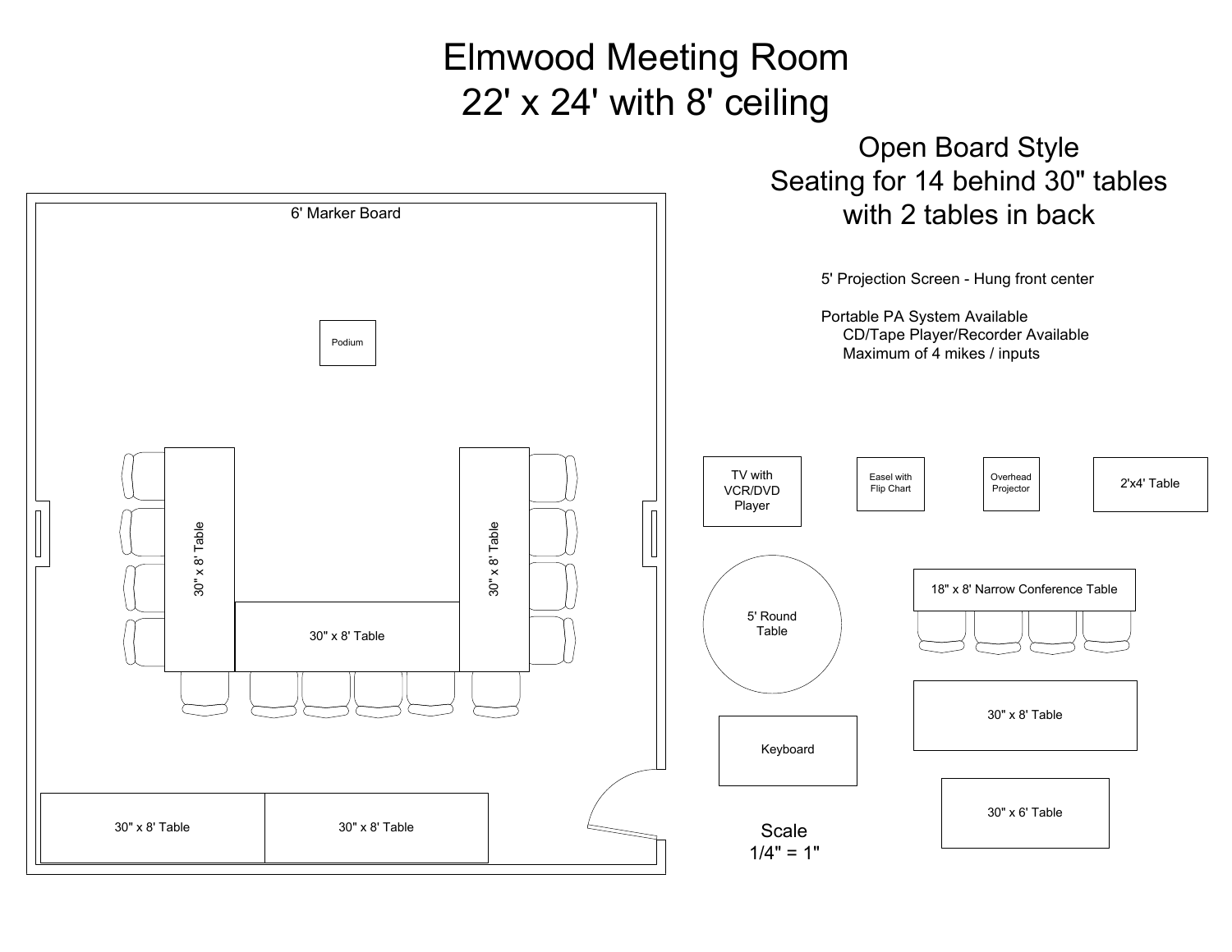# Elmwood Meeting Room
# 22' x 24' with 8' ceiling

## Open Board Style
## Seating for 14 behind 30" tables
## with 2 tables in back

5' Projection Screen - Hung front center

Portable PA System Available
- CD/Tape Player/Recorder Available
- Maximum of 4 mikes / inputs

6' Marker Board

Podium

30" x 8' Table

30" x 8' Table

30" x 8' Table

30" x 8' Table

30" x 8' Table

TV with VCR/DVD Player

Easel with Flip Chart

Overhead Projector

2'x4' Table

5' Round Table

18" x 8' Narrow Conference Table

30" x 8' Table

Keyboard

30" x 6' Table

Scale
1/4" = 1"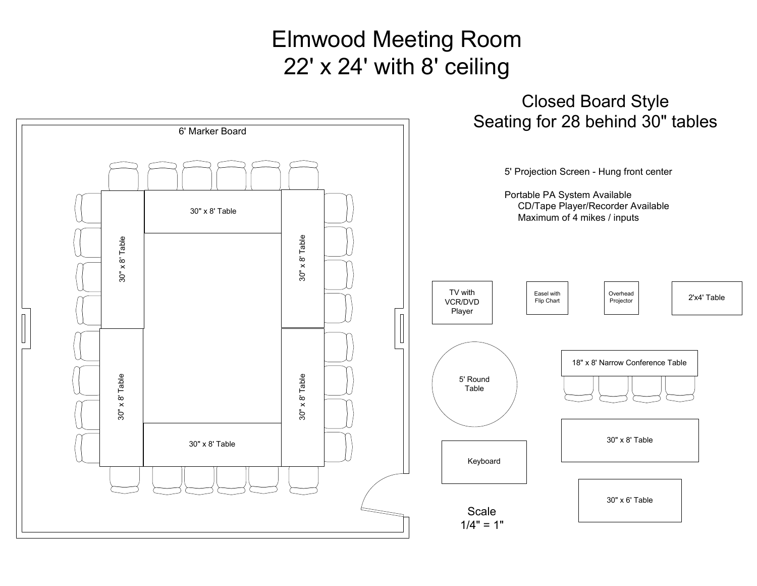# Elmwood Meeting Room
## 22' x 24' with 8' ceiling

## Closed Board Style
## Seating for 28 behind 30" tables

6' Marker Board

30" x 8' Table

30" x 8' Table

30" x 8' Table

30" x 8' Table

30" x 8' Table

30" x 8' Table

5' Projection Screen - Hung front center

Portable PA System Available
- CD/Tape Player/Recorder Available
- Maximum of 4 mikes / inputs

TV with VCR/DVD Player

Easel with Flip Chart

Overhead Projector

2'x4' Table

5' Round Table

18" x 8' Narrow Conference Table

30" x 8' Table

Keyboard

30" x 6' Table

Scale
1/4" = 1"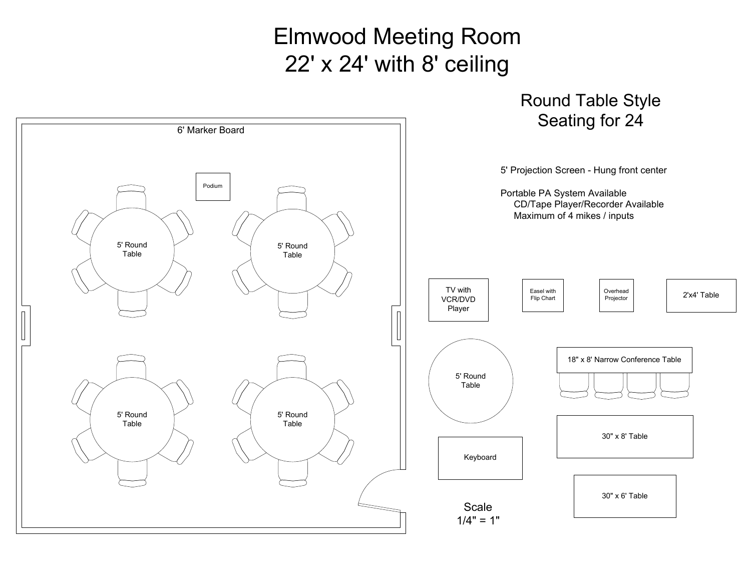# Elmwood Meeting Room
# 22' x 24' with 8' ceiling

## Round Table Style
## Seating for 24

6' Marker Board

Podium

5' Round Table

5' Round Table

5' Round Table

5' Round Table

5' Projection Screen - Hung front center

Portable PA System Available
- CD/Tape Player/Recorder Available
- Maximum of 4 mikes / inputs

TV with VCR/DVD Player

Easel with Flip Chart

Overhead Projector

2'x4' Table

5' Round Table

18" x 8' Narrow Conference Table

30" x 8' Table

Keyboard

30" x 6' Table

Scale
1/4" = 1"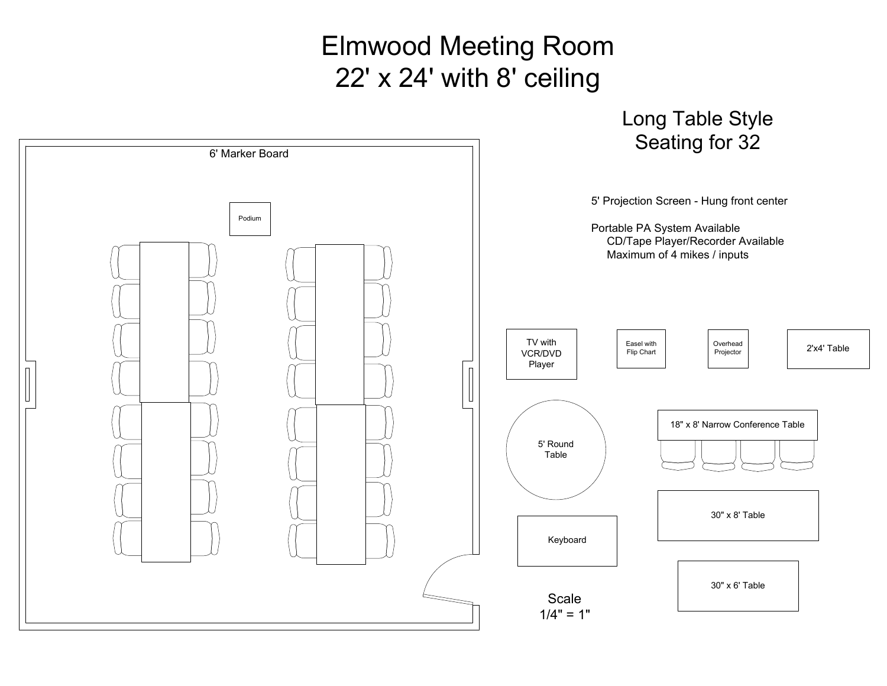# Elmwood Meeting Room
# 22' x 24' with 8' ceiling

## Long Table Style
## Seating for 32

6' Marker Board

Podium

5' Projection Screen - Hung front center

Portable PA System Available
- CD/Tape Player/Recorder Available
- Maximum of 4 mikes / inputs

TV with VCR/DVD Player

Easel with Flip Chart

Overhead Projector

2'x4' Table

5' Round Table

18" x 8' Narrow Conference Table

30" x 8' Table

Keyboard

30" x 6' Table

Scale
1/4" = 1"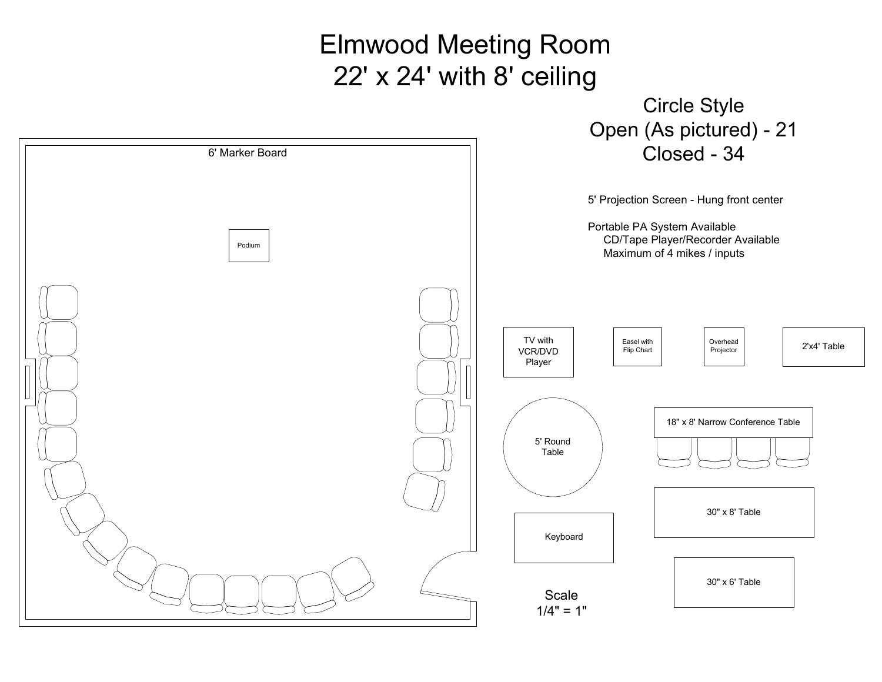# Elmwood Meeting Room
# 22' x 24' with 8' ceiling

## Circle Style
## Open (As pictured) - 21
## Closed - 34

6' Marker Board

Podium

5' Projection Screen - Hung front center

Portable PA System Available
CD/Tape Player/Recorder Available
Maximum of 4 mikes / inputs

TV with VCR/DVD Player

Easel with Flip Chart

Overhead Projector

2'x4' Table

5' Round Table

18" x 8' Narrow Conference Table

30" x 8' Table

Keyboard

30" x 6' Table

Scale
1/4" = 1"